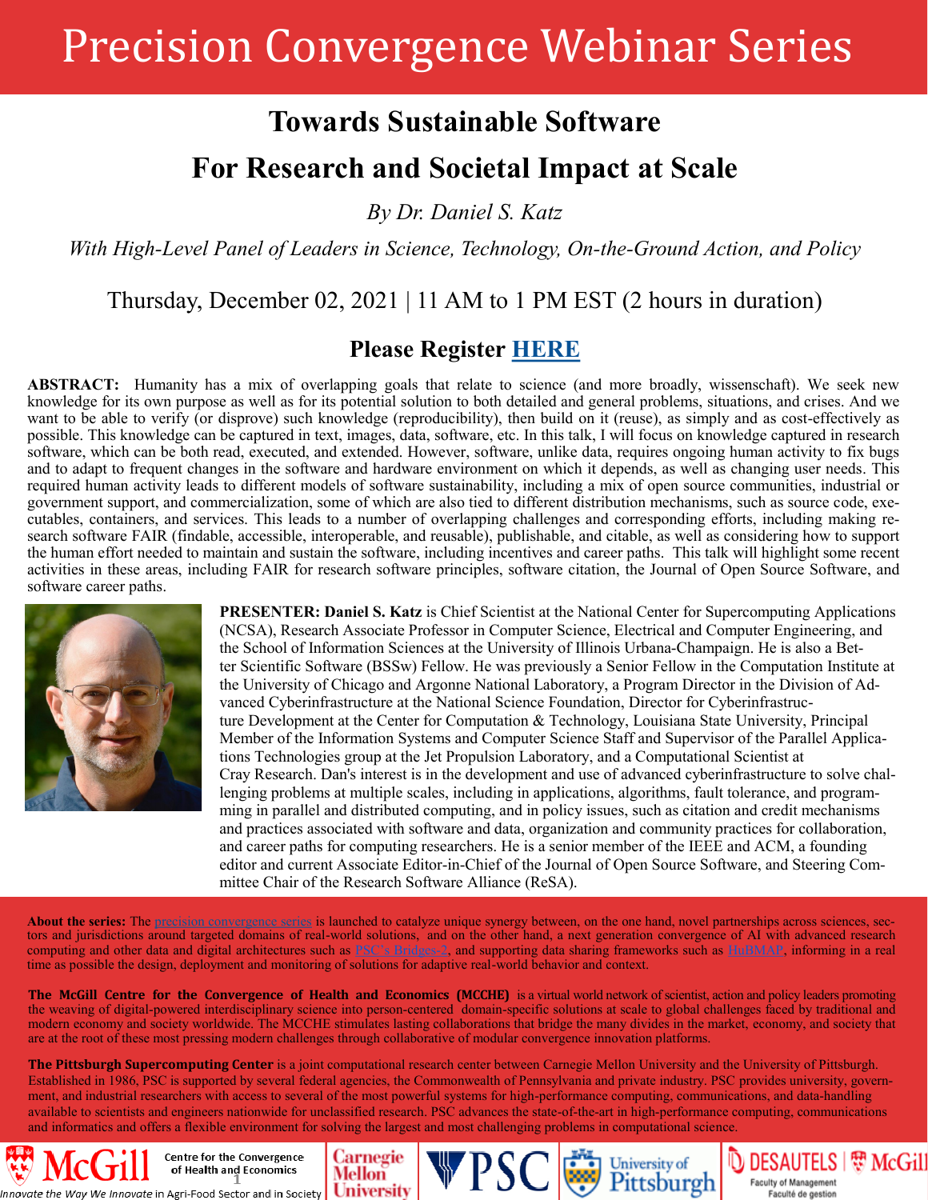# Precision Convergence Webinar Series

## Towards Sustainable Software

## For Research and Societal Impact at Scale

*By Dr. Daniel S. Katz*

*With High-Level Panel of Leaders in Science, Technology, On-the-Ground Action, and Policy*

Thursday, December 02, 2021 | 11 AM to 1 PM EST (2 hours in duration)

### Please Register [HERE](#)

**ABSTRACT:** Humanity has a mix of overlapping goals that relate to science (and more broadly, wissenschaft). We seek new knowledge for its own purpose as well as for its potential solution to both detailed and general problems, situations, and crises. And we want to be able to verify (or disprove) such knowledge (reproducibility), then build on it (reuse), as simply and as cost-effectively as possible. This knowledge can be captured in text, images, data, software, etc. In this talk, I will focus on knowledge captured in research software, which can be both read, executed, and extended. However, software, unlike data, requires ongoing human activity to fix bugs and to adapt to frequent changes in the software and hardware environment on which it depends, as well as changing user needs. This required human activity leads to different models of software sustainability, including a mix of open source communities, industrial or government support, and commercialization, some of which are also tied to different distribution mechanisms, such as source code, executables, containers, and services. This leads to a number of overlapping challenges and corresponding efforts, including making research software FAIR (findable, accessible, interoperable, and reusable), publishable, and citable, as well as considering how to support the human effort needed to maintain and sustain the software, including incentives and career paths. This talk will highlight some recent activities in these areas, including FAIR for research software principles, software citation, the Journal of Open Source Software, and software career paths.

**PRESENTER: Daniel S. Katz** is Chief Scientist at the National Center for Supercomputing Applications (NCSA), Research Associate Professor in Computer Science, Electrical and Computer Engineering, and the School of Information Sciences at the University of Illinois Urbana-Champaign. He is also a Better Scientific Software (BSSw) Fellow. He was previously a Senior Fellow in the Computation Institute at the University of Chicago and Argonne National Laboratory, a Program Director in the Division of Advanced Cyberinfrastructure at the National Science Foundation, Director for Cyberinfrastructure Development at the Center for Computation & Technology, Louisiana State University, Principal Member of the Information Systems and Computer Science Staff and Supervisor of the Parallel Applications Technologies group at the Jet Propulsion Laboratory, and a Computational Scientist at Cray Research. Dan's interest is in the development and use of advanced cyberinfrastructure to solve challenging problems at multiple scales, including in applications, algorithms, fault tolerance, and programming in parallel and distributed computing, and in policy issues, such as citation and credit mechanisms and practices associated with software and data, organization and community practices for collaboration, and career paths for computing researchers. He is a senior member of the IEEE and ACM, a founding editor and current Associate Editor-in-Chief of the Journal of Open Source Software, and Steering Committee Chair of the Research Software Alliance (ReSA).

**About the series:** The [precision convergence series](#) is launched to catalyze unique synergy between, on the one hand, novel partnerships across sciences, sectors and jurisdictions around targeted domains of real-world solutions, and on the other hand, a next generation convergence of AI with advanced research computing and other data and digital architectures such as [PSC's Bridges-2](#), and supporting data sharing frameworks such as [HuBMAP](#), informing in a real time as possible the design, deployment and monitoring of solutions for adaptive real-world behavior and context.

**The McGill Centre for the Convergence of Health and Economics (MCCHE)** is a virtual world network of scientist, action and policy leaders promoting the weaving of digital-powered interdisciplinary science into person-centered domain-specific solutions at scale to global challenges faced by traditional and modern economy and society worldwide. The MCCHE stimulates lasting collaborations that bridge the many divides in the market, economy, and society that are at the root of these most pressing modern challenges through collaborative of modular convergence innovation platforms.

**The Pittsburgh Supercomputing Center** is a joint computational research center between Carnegie Mellon University and the University of Pittsburgh. Established in 1986, PSC is supported by several federal agencies, the Commonwealth of Pennsylvania and private industry. PSC provides university, government, and industrial researchers with access to several of the most powerful systems for high-performance computing, communications, and data-handling available to scientists and engineers nationwide for unclassified research. PSC advances the state-of-the-art in high-performance computing, communications and informatics and offers a flexible environment for solving the largest and most challenging problems in computational science.

McGill Centre for the Convergence of Health and Economics — *Innovate the Way We Innovate* in Agri-Food Sector and in Society | Carnegie Mellon University | PSC | University of Pittsburgh | Desautels Faculty of Management, McGill — Faculté de gestion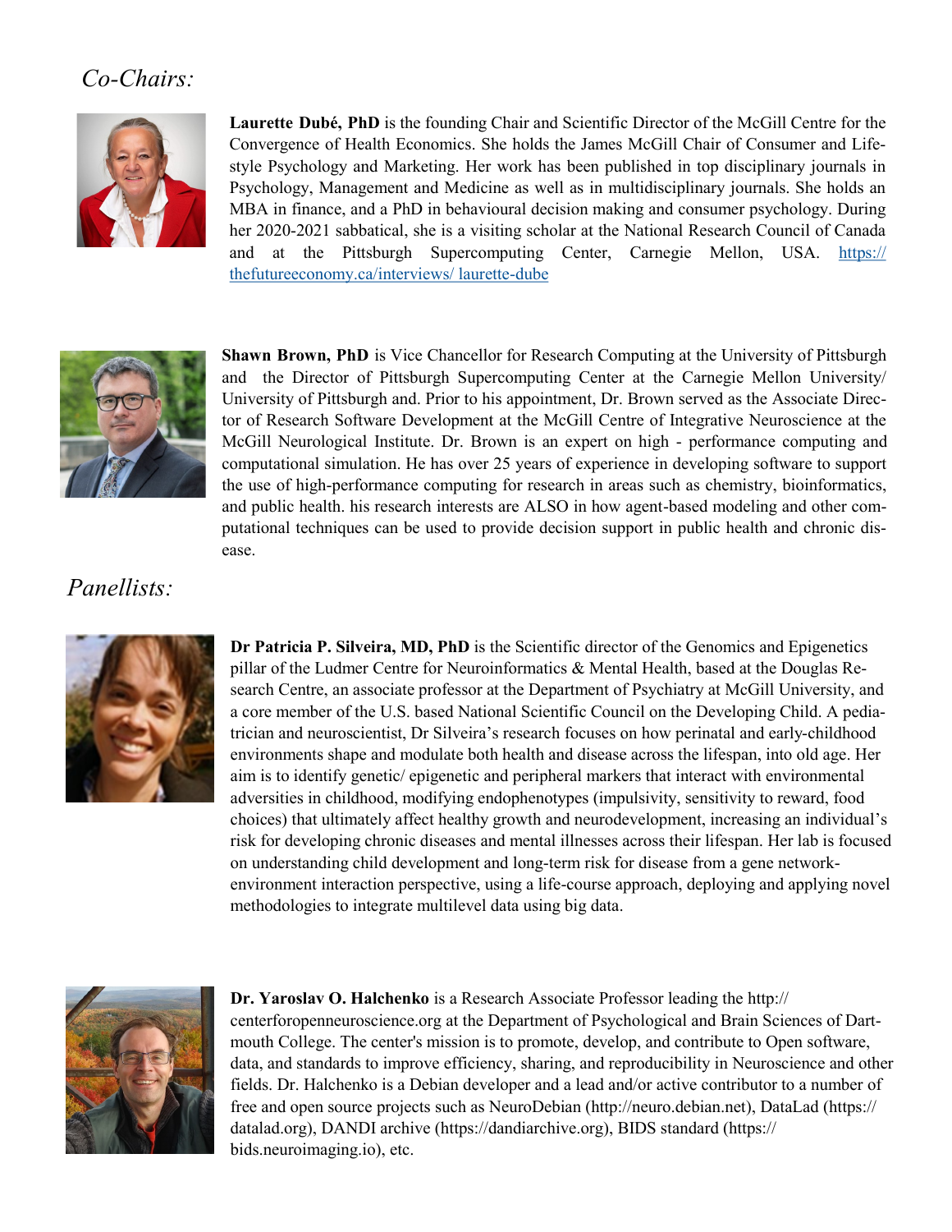## *Co-Chairs:*

**Laurette Dubé, PhD** is the founding Chair and Scientific Director of the McGill Centre for the Convergence of Health Economics. She holds the James McGill Chair of Consumer and Lifestyle Psychology and Marketing. Her work has been published in top disciplinary journals in Psychology, Management and Medicine as well as in multidisciplinary journals. She holds an MBA in finance, and a PhD in behavioural decision making and consumer psychology. During her 2020-2021 sabbatical, she is a visiting scholar at the National Research Council of Canada and at the Pittsburgh Supercomputing Center, Carnegie Mellon, USA. https://thefutureeconomy.ca/interviews/ laurette-dube

**Shawn Brown, PhD** is Vice Chancellor for Research Computing at the University of Pittsburgh and the Director of Pittsburgh Supercomputing Center at the Carnegie Mellon University/ University of Pittsburgh and. Prior to his appointment, Dr. Brown served as the Associate Director of Research Software Development at the McGill Centre of Integrative Neuroscience at the McGill Neurological Institute. Dr. Brown is an expert on high - performance computing and computational simulation. He has over 25 years of experience in developing software to support the use of high-performance computing for research in areas such as chemistry, bioinformatics, and public health. his research interests are ALSO in how agent-based modeling and other computational techniques can be used to provide decision support in public health and chronic disease.

## *Panellists:*

**Dr Patricia P. Silveira, MD, PhD** is the Scientific director of the Genomics and Epigenetics pillar of the Ludmer Centre for Neuroinformatics & Mental Health, based at the Douglas Research Centre, an associate professor at the Department of Psychiatry at McGill University, and a core member of the U.S. based National Scientific Council on the Developing Child. A pediatrician and neuroscientist, Dr Silveira's research focuses on how perinatal and early-childhood environments shape and modulate both health and disease across the lifespan, into old age. Her aim is to identify genetic/ epigenetic and peripheral markers that interact with environmental adversities in childhood, modifying endophenotypes (impulsivity, sensitivity to reward, food choices) that ultimately affect healthy growth and neurodevelopment, increasing an individual's risk for developing chronic diseases and mental illnesses across their lifespan. Her lab is focused on understanding child development and long-term risk for disease from a gene network-environment interaction perspective, using a life-course approach, deploying and applying novel methodologies to integrate multilevel data using big data.

**Dr. Yaroslav O. Halchenko** is a Research Associate Professor leading the http://centerforopenneuroscience.org at the Department of Psychological and Brain Sciences of Dartmouth College. The center's mission is to promote, develop, and contribute to Open software, data, and standards to improve efficiency, sharing, and reproducibility in Neuroscience and other fields. Dr. Halchenko is a Debian developer and a lead and/or active contributor to a number of free and open source projects such as NeuroDebian (http://neuro.debian.net), DataLad (https://datalad.org), DANDI archive (https://dandiarchive.org), BIDS standard (https://bids.neuroimaging.io), etc.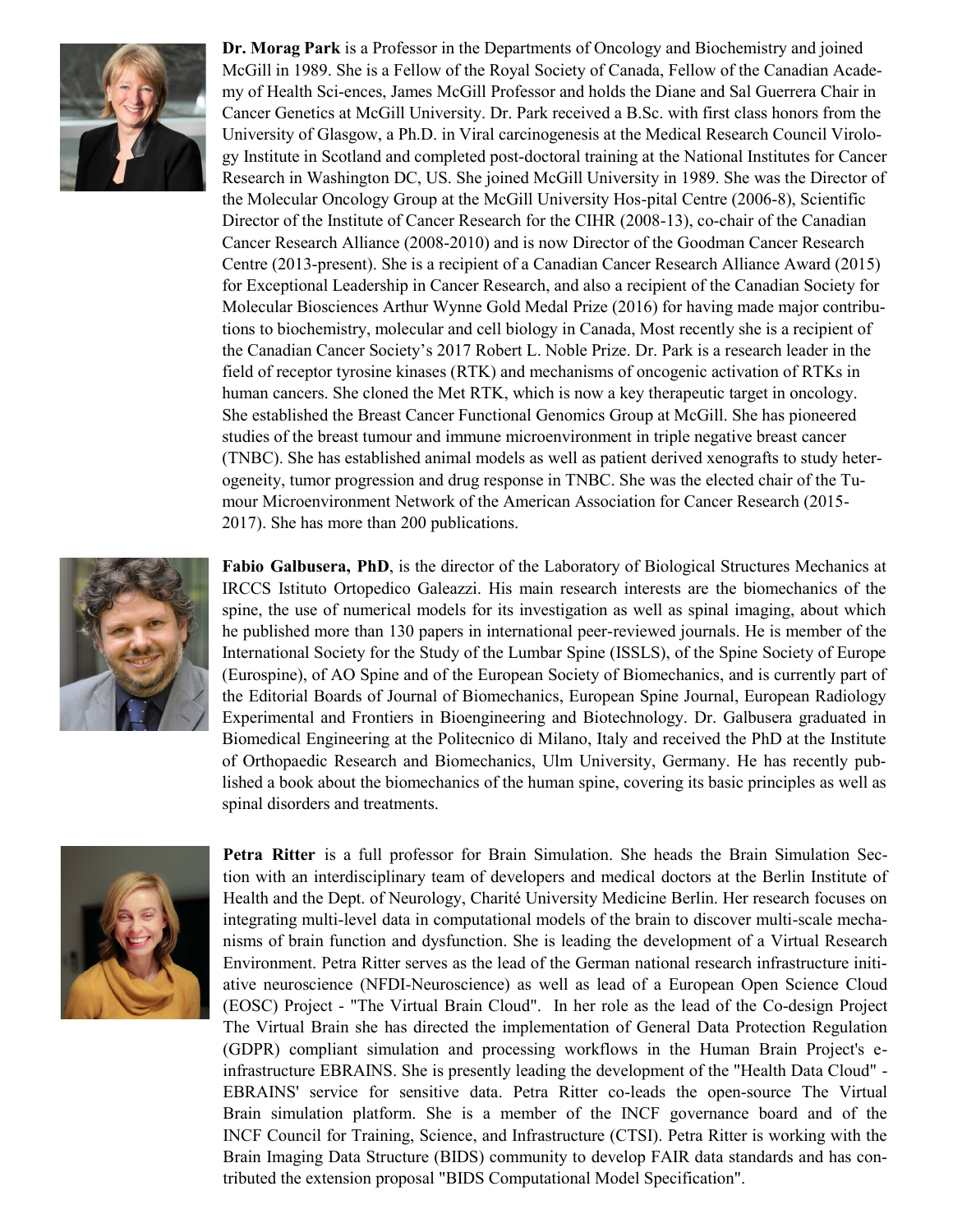**Dr. Morag Park** is a Professor in the Departments of Oncology and Biochemistry and joined McGill in 1989. She is a Fellow of the Royal Society of Canada, Fellow of the Canadian Academy of Health Sci-ences, James McGill Professor and holds the Diane and Sal Guerrera Chair in Cancer Genetics at McGill University. Dr. Park received a B.Sc. with first class honors from the University of Glasgow, a Ph.D. in Viral carcinogenesis at the Medical Research Council Virology Institute in Scotland and completed post-doctoral training at the National Institutes for Cancer Research in Washington DC, US. She joined McGill University in 1989. She was the Director of the Molecular Oncology Group at the McGill University Hos-pital Centre (2006-8), Scientific Director of the Institute of Cancer Research for the CIHR (2008-13), co-chair of the Canadian Cancer Research Alliance (2008-2010) and is now Director of the Goodman Cancer Research Centre (2013-present). She is a recipient of a Canadian Cancer Research Alliance Award (2015) for Exceptional Leadership in Cancer Research, and also a recipient of the Canadian Society for Molecular Biosciences Arthur Wynne Gold Medal Prize (2016) for having made major contributions to biochemistry, molecular and cell biology in Canada, Most recently she is a recipient of the Canadian Cancer Society's 2017 Robert L. Noble Prize. Dr. Park is a research leader in the field of receptor tyrosine kinases (RTK) and mechanisms of oncogenic activation of RTKs in human cancers. She cloned the Met RTK, which is now a key therapeutic target in oncology. She established the Breast Cancer Functional Genomics Group at McGill. She has pioneered studies of the breast tumour and immune microenvironment in triple negative breast cancer (TNBC). She has established animal models as well as patient derived xenografts to study heterogeneity, tumor progression and drug response in TNBC. She was the elected chair of the Tumour Microenvironment Network of the American Association for Cancer Research (2015-2017). She has more than 200 publications.

**Fabio Galbusera, PhD**, is the director of the Laboratory of Biological Structures Mechanics at IRCCS Istituto Ortopedico Galeazzi. His main research interests are the biomechanics of the spine, the use of numerical models for its investigation as well as spinal imaging, about which he published more than 130 papers in international peer-reviewed journals. He is member of the International Society for the Study of the Lumbar Spine (ISSLS), of the Spine Society of Europe (Eurospine), of AO Spine and of the European Society of Biomechanics, and is currently part of the Editorial Boards of Journal of Biomechanics, European Spine Journal, European Radiology Experimental and Frontiers in Bioengineering and Biotechnology. Dr. Galbusera graduated in Biomedical Engineering at the Politecnico di Milano, Italy and received the PhD at the Institute of Orthopaedic Research and Biomechanics, Ulm University, Germany. He has recently published a book about the biomechanics of the human spine, covering its basic principles as well as spinal disorders and treatments.

**Petra Ritter** is a full professor for Brain Simulation. She heads the Brain Simulation Section with an interdisciplinary team of developers and medical doctors at the Berlin Institute of Health and the Dept. of Neurology, Charité University Medicine Berlin. Her research focuses on integrating multi-level data in computational models of the brain to discover multi-scale mechanisms of brain function and dysfunction. She is leading the development of a Virtual Research Environment. Petra Ritter serves as the lead of the German national research infrastructure initiative neuroscience (NFDI-Neuroscience) as well as lead of a European Open Science Cloud (EOSC) Project - "The Virtual Brain Cloud". In her role as the lead of the Co-design Project The Virtual Brain she has directed the implementation of General Data Protection Regulation (GDPR) compliant simulation and processing workflows in the Human Brain Project's e-infrastructure EBRAINS. She is presently leading the development of the "Health Data Cloud" - EBRAINS' service for sensitive data. Petra Ritter co-leads the open-source The Virtual Brain simulation platform. She is a member of the INCF governance board and of the INCF Council for Training, Science, and Infrastructure (CTSI). Petra Ritter is working with the Brain Imaging Data Structure (BIDS) community to develop FAIR data standards and has contributed the extension proposal "BIDS Computational Model Specification".